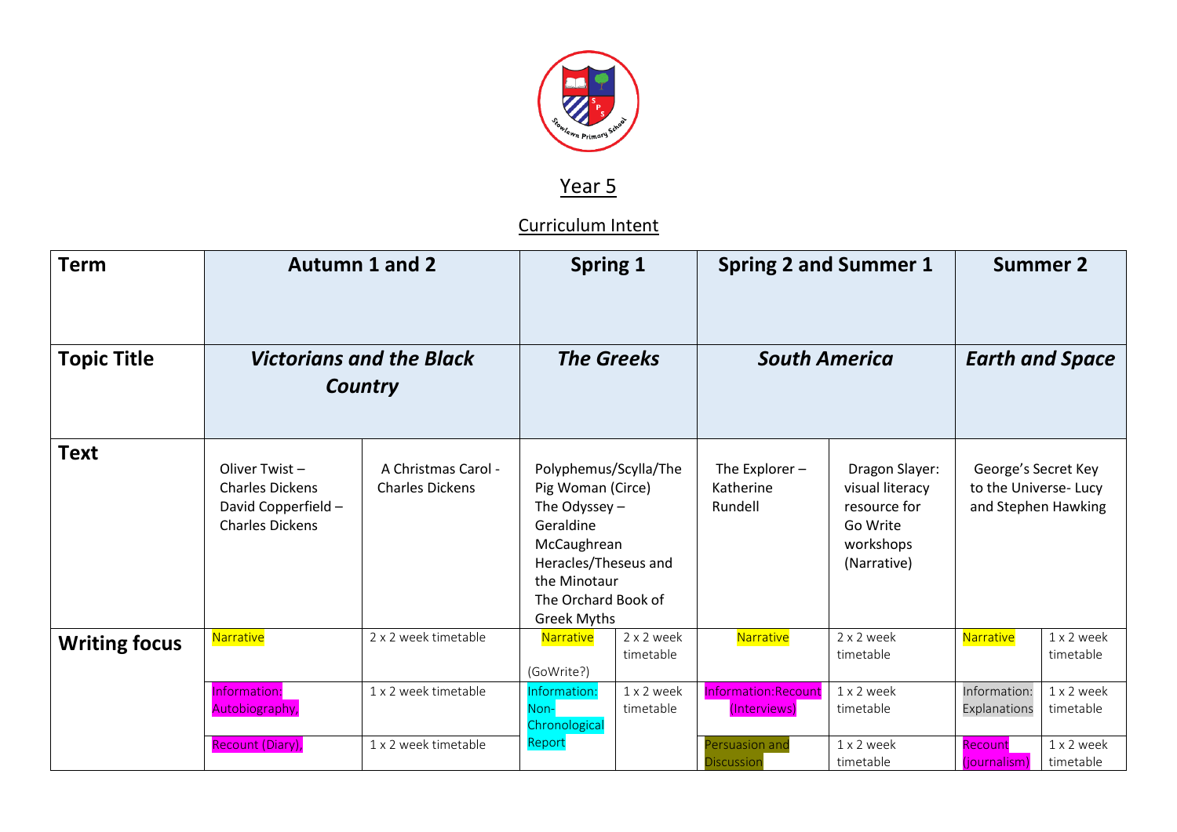# Year 5

## Curriculum Intent

| Term | Autumn 1 and 2 | | Spring 1 | | Spring 2 and Summer 1 | | Summer 2 | |
|---|---|---|---|---|---|---|---|---|
| Topic Title | ***Victorians and the Black Country*** | | ***The Greeks*** | | ***South America*** | | ***Earth and Space*** | |
| Text | Oliver Twist – Charles Dickens<br>David Copperfield – Charles Dickens | A Christmas Carol - Charles Dickens | Polyphemus/Scylla/The Pig Woman (Circe)<br>The Odyssey – Geraldine McCaughrean<br>Heracles/Theseus and the Minotaur<br>The Orchard Book of Greek Myths | | The Explorer – Katherine Rundell | Dragon Slayer: visual literacy resource for Go Write workshops (Narrative) | George's Secret Key to the Universe- Lucy and Stephen Hawking | |
| Writing focus | Narrative | 2 x 2 week timetable | Narrative<br>(GoWrite?) | 2 x 2 week timetable | Narrative | 2 x 2 week timetable | Narrative | 1 x 2 week timetable |
| | Information: Autobiography, | 1 x 2 week timetable | Information: Non-Chronological Report | 1 x 2 week timetable | Information:Recount (Interviews) | 1 x 2 week timetable | Information: Explanations | 1 x 2 week timetable |
| | Recount (Diary), | 1 x 2 week timetable | | | Persuasion and Discussion | 1 x 2 week timetable | Recount (journalism) | 1 x 2 week timetable |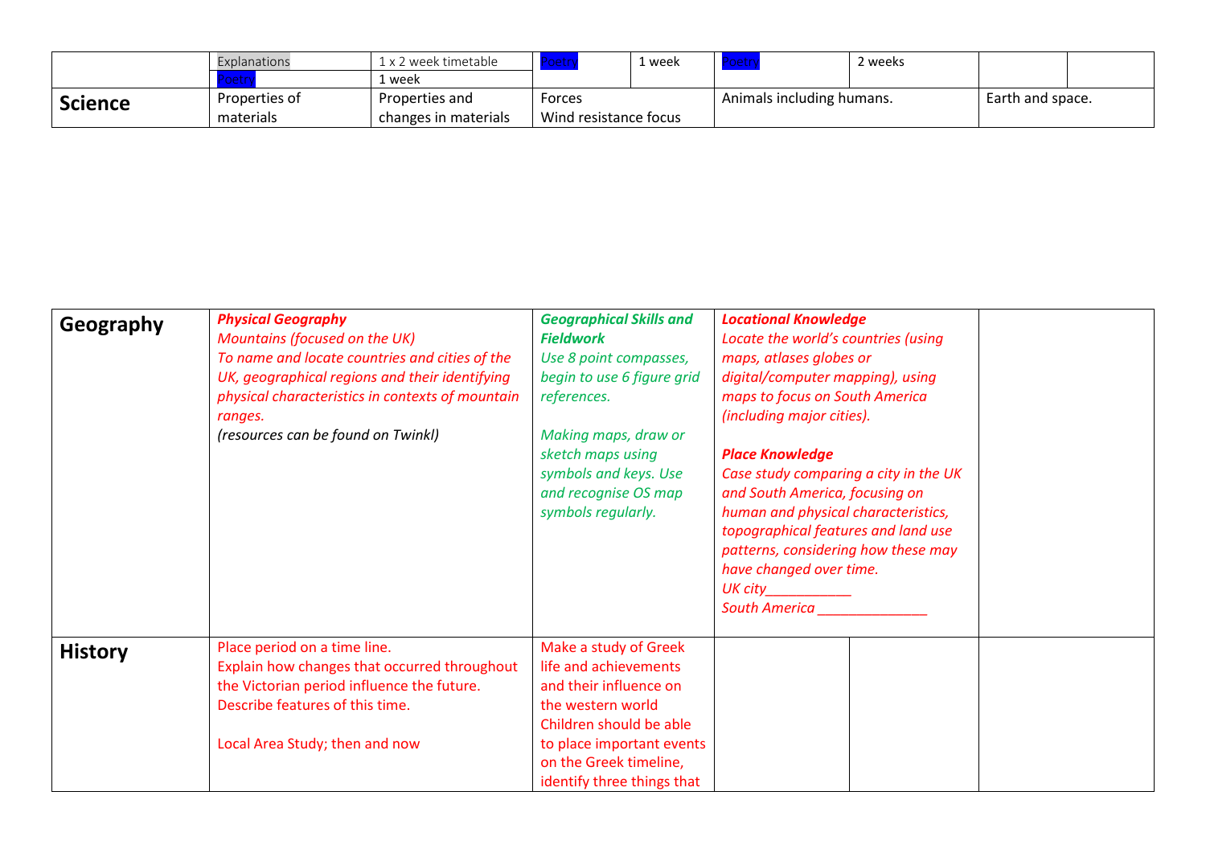|  | Explanations<br>Poetry | 1 x 2 week timetable<br>1 week | Poetry | 1 week | Poetry | 2 weeks |  |  |
|---|---|---|---|---|---|---|---|---|
| **Science** | Properties of materials | Properties and changes in materials | Forces<br>Wind resistance focus |  | Animals including humans. |  | Earth and space. |  |

| **Geography** | ***Physical Geography***<br>*Mountains (focused on the UK)*<br>*To name and locate countries and cities of the UK, geographical regions and their identifying physical characteristics in contexts of mountain ranges.*<br>*(resources can be found on Twinkl)* | ***Geographical Skills and Fieldwork***<br>*Use 8 point compasses, begin to use 6 figure grid references.*<br><br>*Making maps, draw or sketch maps using symbols and keys. Use and recognise OS map symbols regularly.* | ***Locational Knowledge***<br>*Locate the world's countries (using maps, atlases globes or digital/computer mapping), using maps to focus on South America (including major cities).*<br><br>***Place Knowledge***<br>*Case study comparing a city in the UK and South America, focusing on human and physical characteristics, topographical features and land use patterns, considering how these may have changed over time.*<br>*UK city___________*<br>*South America ______________* |  |  |
|---|---|---|---|---|---|
| **History** | Place period on a time line.<br>Explain how changes that occurred throughout the Victorian period influence the future.<br>Describe features of this time.<br><br>Local Area Study; then and now | Make a study of Greek life and achievements and their influence on the western world<br>Children should be able to place important events on the Greek timeline, identify three things that |  |  |  |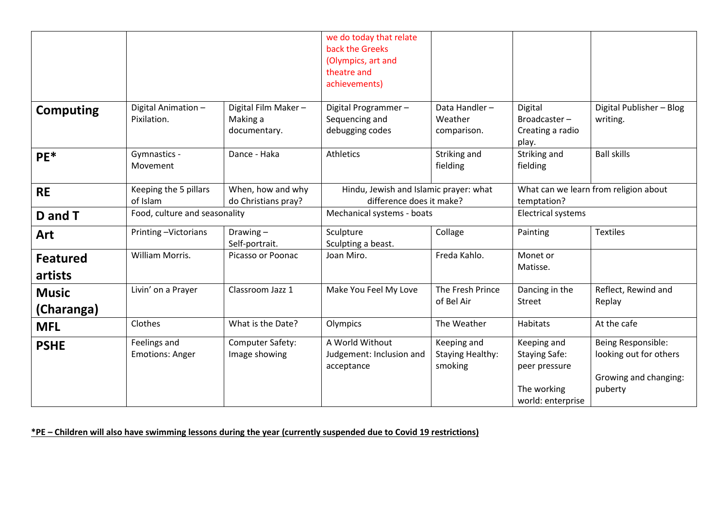| | | | | | | |
|---|---|---|---|---|---|---|
| | | | we do today that relate back the Greeks (Olympics, art and theatre and achievements) | | | |
| **Computing** | Digital Animation – Pixilation. | Digital Film Maker – Making a documentary. | Digital Programmer – Sequencing and debugging codes | Data Handler – Weather comparison. | Digital Broadcaster – Creating a radio play. | Digital Publisher – Blog writing. |
| **PE*** | Gymnastics - Movement | Dance - Haka | Athletics | Striking and fielding | Striking and fielding | Ball skills |
| **RE** | Keeping the 5 pillars of Islam | When, how and why do Christians pray? | Hindu, Jewish and Islamic prayer: what difference does it make? | | What can we learn from religion about temptation? | |
| **D and T** | Food, culture and seasonality | | Mechanical systems - boats | | Electrical systems | |
| **Art** | Printing –Victorians | Drawing – Self-portrait. | Sculpture Sculpting a beast. | Collage | Painting | Textiles |
| **Featured artists** | William Morris. | Picasso or Poonac | Joan Miro. | Freda Kahlo. | Monet or Matisse. | |
| **Music (Charanga)** | Livin' on a Prayer | Classroom Jazz 1 | Make You Feel My Love | The Fresh Prince of Bel Air | Dancing in the Street | Reflect, Rewind and Replay |
| **MFL** | Clothes | What is the Date? | Olympics | The Weather | Habitats | At the cafe |
| **PSHE** | Feelings and Emotions: Anger | Computer Safety: Image showing | A World Without Judgement: Inclusion and acceptance | Keeping and Staying Healthy: smoking | Keeping and Staying Safe: peer pressure<br><br>The working world: enterprise | Being Responsible: looking out for others<br><br>Growing and changing: puberty |

**\*PE – Children will also have swimming lessons during the year (currently suspended due to Covid 19 restrictions)**